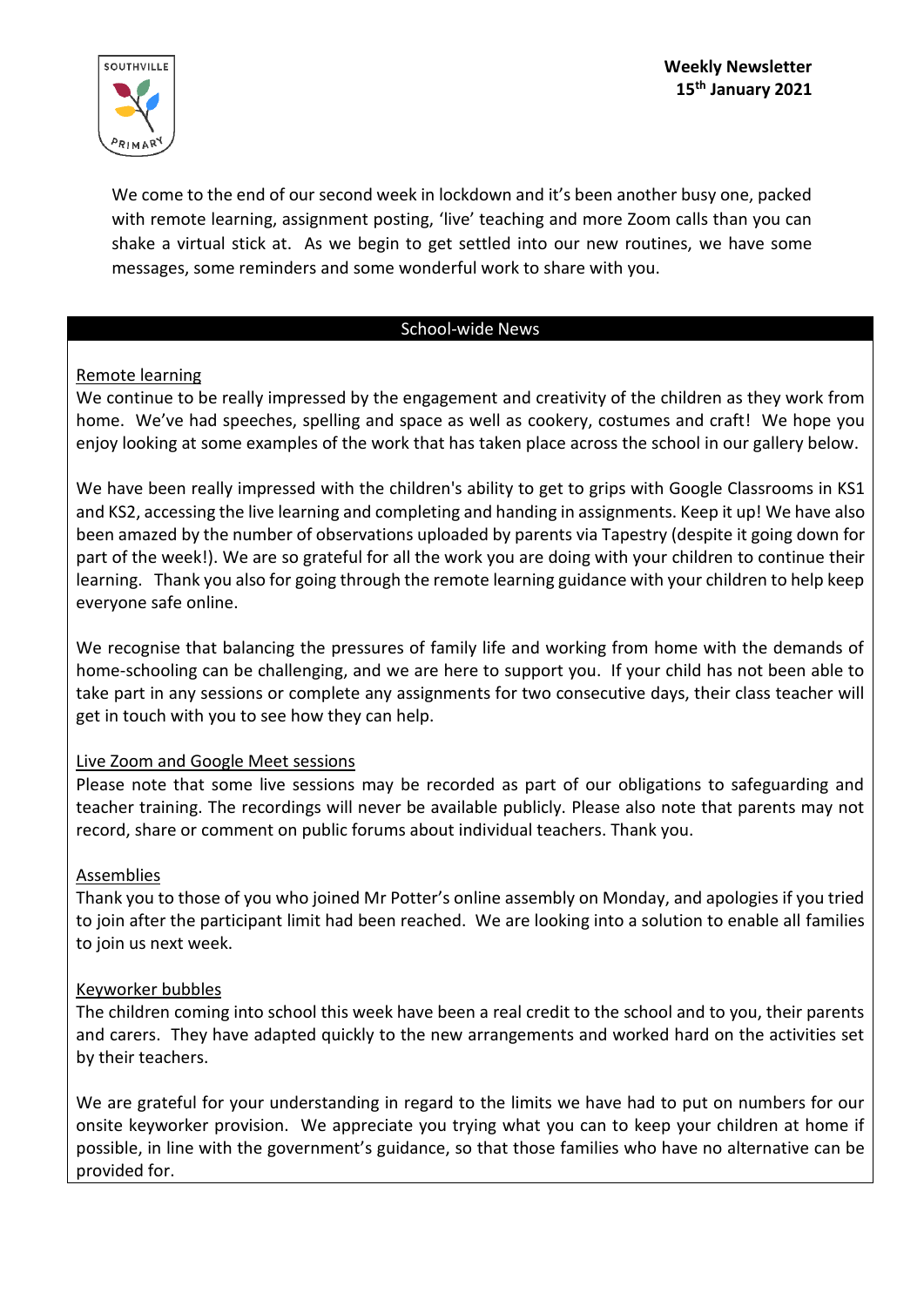SOUTHVILLE PRIMARY

**Weekly Newsletter**
**15th January 2021**

We come to the end of our second week in lockdown and it's been another busy one, packed with remote learning, assignment posting, 'live' teaching and more Zoom calls than you can shake a virtual stick at. As we begin to get settled into our new routines, we have some messages, some reminders and some wonderful work to share with you.

## School-wide News

### Remote learning

We continue to be really impressed by the engagement and creativity of the children as they work from home. We've had speeches, spelling and space as well as cookery, costumes and craft! We hope you enjoy looking at some examples of the work that has taken place across the school in our gallery below.

We have been really impressed with the children's ability to get to grips with Google Classrooms in KS1 and KS2, accessing the live learning and completing and handing in assignments. Keep it up! We have also been amazed by the number of observations uploaded by parents via Tapestry (despite it going down for part of the week!). We are so grateful for all the work you are doing with your children to continue their learning. Thank you also for going through the remote learning guidance with your children to help keep everyone safe online.

We recognise that balancing the pressures of family life and working from home with the demands of home-schooling can be challenging, and we are here to support you. If your child has not been able to take part in any sessions or complete any assignments for two consecutive days, their class teacher will get in touch with you to see how they can help.

### Live Zoom and Google Meet sessions

Please note that some live sessions may be recorded as part of our obligations to safeguarding and teacher training. The recordings will never be available publicly. Please also note that parents may not record, share or comment on public forums about individual teachers. Thank you.

### Assemblies

Thank you to those of you who joined Mr Potter's online assembly on Monday, and apologies if you tried to join after the participant limit had been reached. We are looking into a solution to enable all families to join us next week.

### Keyworker bubbles

The children coming into school this week have been a real credit to the school and to you, their parents and carers. They have adapted quickly to the new arrangements and worked hard on the activities set by their teachers.

We are grateful for your understanding in regard to the limits we have had to put on numbers for our onsite keyworker provision. We appreciate you trying what you can to keep your children at home if possible, in line with the government's guidance, so that those families who have no alternative can be provided for.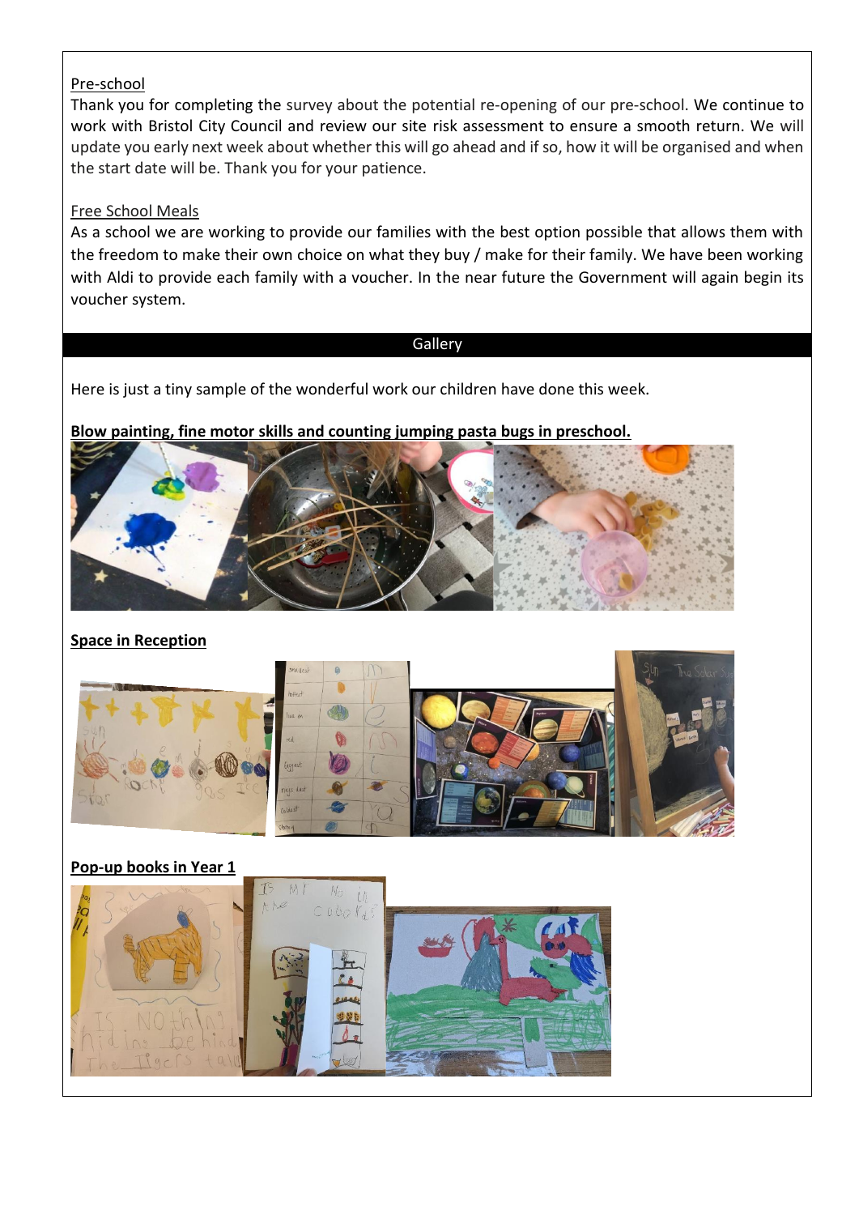Pre-school

Thank you for completing the survey about the potential re-opening of our pre-school. We continue to work with Bristol City Council and review our site risk assessment to ensure a smooth return. We will update you early next week about whether this will go ahead and if so, how it will be organised and when the start date will be. Thank you for your patience.

Free School Meals

As a school we are working to provide our families with the best option possible that allows them with the freedom to make their own choice on what they buy / make for their family. We have been working with Aldi to provide each family with a voucher. In the near future the Government will again begin its voucher system.

## Gallery

Here is just a tiny sample of the wonderful work our children have done this week.

**Blow painting, fine motor skills and counting jumping pasta bugs in preschool.**

**Space in Reception**

**Pop-up books in Year 1**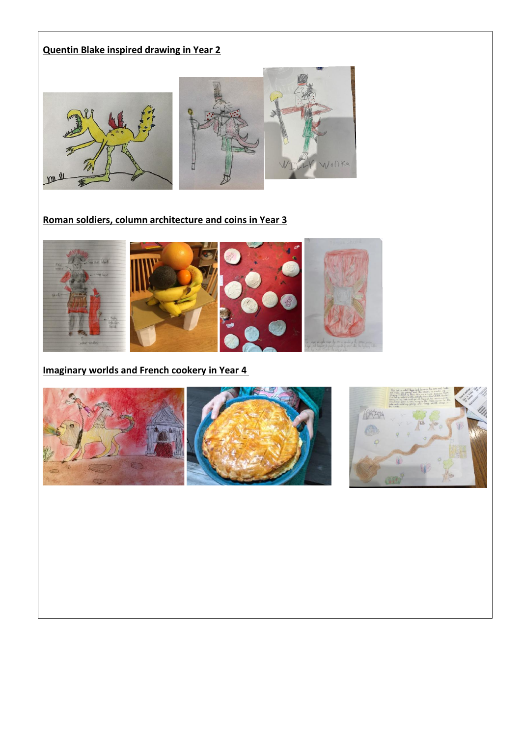**Quentin Blake inspired drawing in Year 2**

**Roman soldiers, column architecture and coins in Year 3**

**Imaginary worlds and French cookery in Year 4**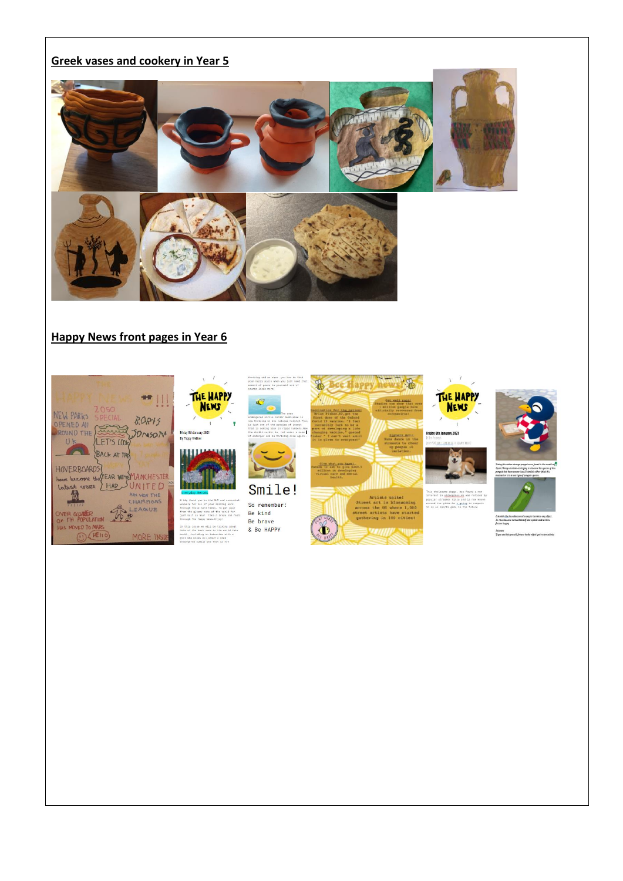## Greek vases and cookery in Year 5

## Happy News front pages in Year 6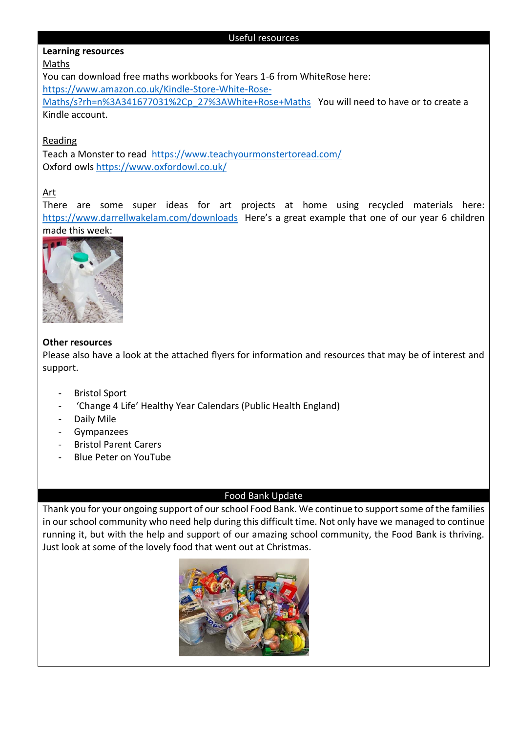## Useful resources

**Learning resources**

Maths

You can download free maths workbooks for Years 1-6 from WhiteRose here: https://www.amazon.co.uk/Kindle-Store-White-Rose-Maths/s?rh=n%3A341677031%2Cp_27%3AWhite+Rose+Maths You will need to have or to create a Kindle account.

Reading

Teach a Monster to read https://www.teachyourmonstertoread.com/

Oxford owls https://www.oxfordowl.co.uk/

Art

There are some super ideas for art projects at home using recycled materials here: https://www.darrellwakelam.com/downloads Here's a great example that one of our year 6 children made this week:

**Other resources**

Please also have a look at the attached flyers for information and resources that may be of interest and support.

- Bristol Sport
- 'Change 4 Life' Healthy Year Calendars (Public Health England)
- Daily Mile
- Gympanzees
- Bristol Parent Carers
- Blue Peter on YouTube

## Food Bank Update

Thank you for your ongoing support of our school Food Bank. We continue to support some of the families in our school community who need help during this difficult time. Not only have we managed to continue running it, but with the help and support of our amazing school community, the Food Bank is thriving. Just look at some of the lovely food that went out at Christmas.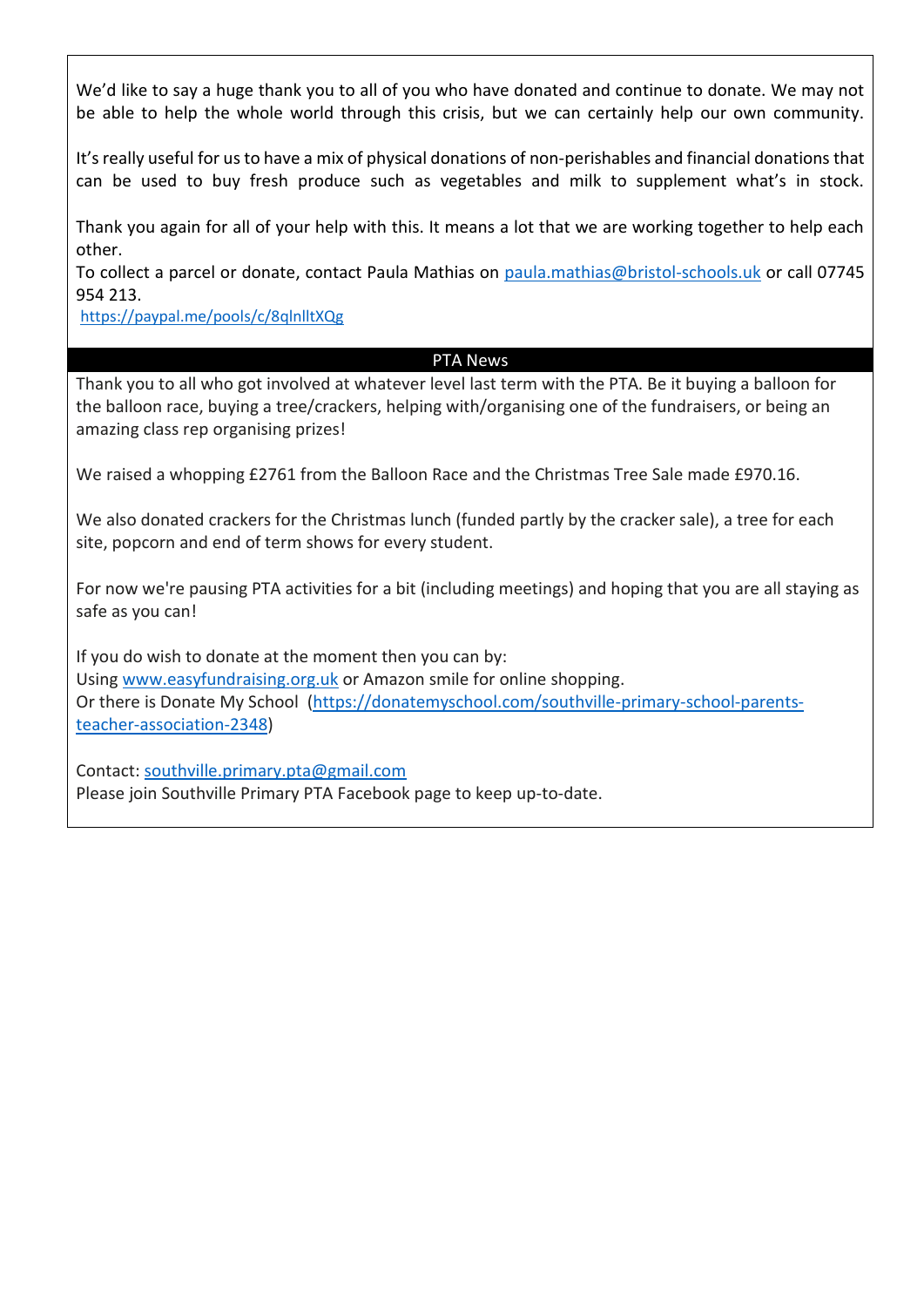We'd like to say a huge thank you to all of you who have donated and continue to donate. We may not be able to help the whole world through this crisis, but we can certainly help our own community.

It's really useful for us to have a mix of physical donations of non-perishables and financial donations that can be used to buy fresh produce such as vegetables and milk to supplement what's in stock.

Thank you again for all of your help with this. It means a lot that we are working together to help each other.
To collect a parcel or donate, contact Paula Mathias on paula.mathias@bristol-schools.uk or call 07745 954 213.
https://paypal.me/pools/c/8qlnlltXQg

## PTA News

Thank you to all who got involved at whatever level last term with the PTA. Be it buying a balloon for the balloon race, buying a tree/crackers, helping with/organising one of the fundraisers, or being an amazing class rep organising prizes!

We raised a whopping £2761 from the Balloon Race and the Christmas Tree Sale made £970.16.

We also donated crackers for the Christmas lunch (funded partly by the cracker sale), a tree for each site, popcorn and end of term shows for every student.

For now we're pausing PTA activities for a bit (including meetings) and hoping that you are all staying as safe as you can!

If you do wish to donate at the moment then you can by:
Using www.easyfundraising.org.uk or Amazon smile for online shopping.
Or there is Donate My School (https://donatemyschool.com/southville-primary-school-parents-teacher-association-2348)

Contact: southville.primary.pta@gmail.com
Please join Southville Primary PTA Facebook page to keep up-to-date.